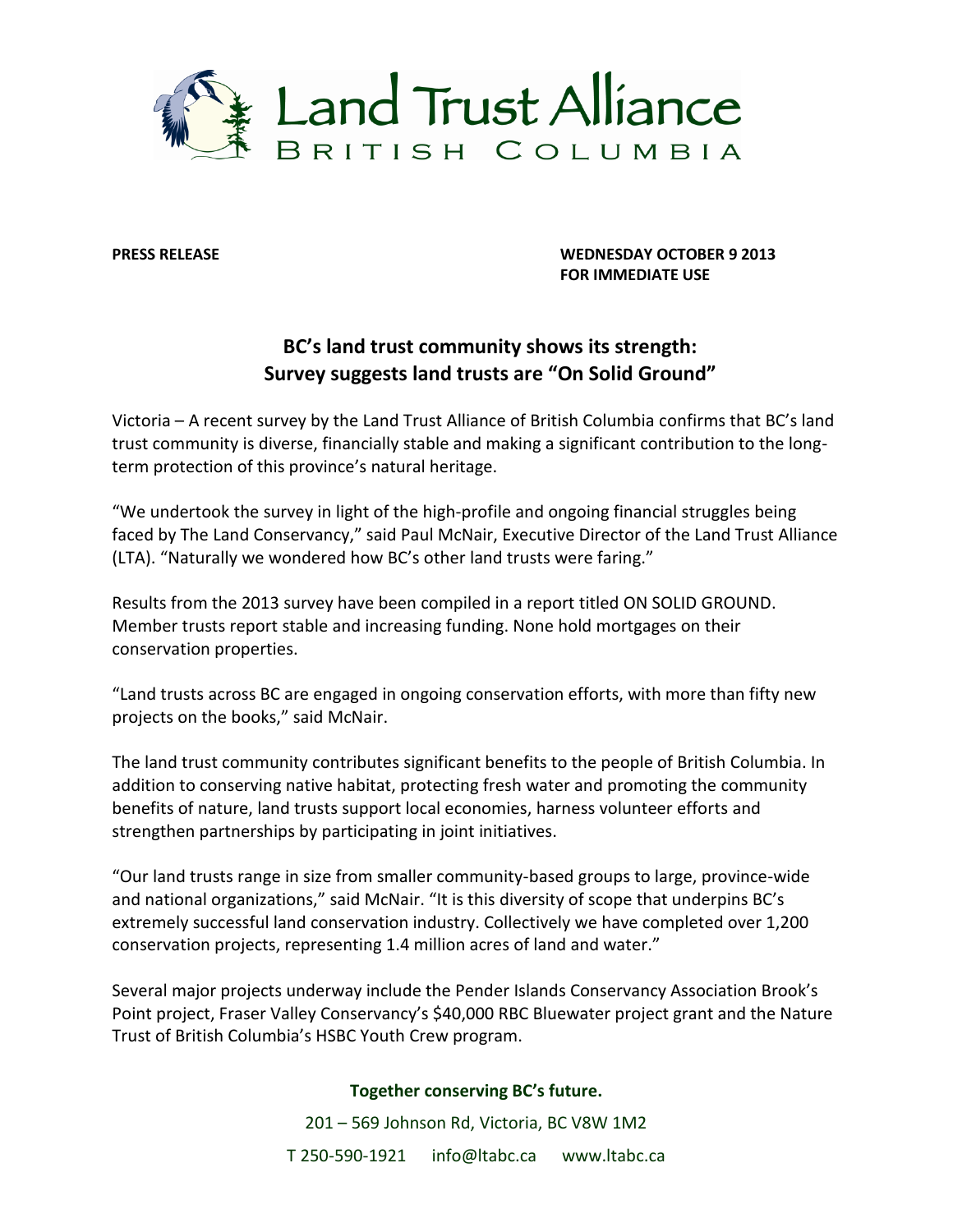Land Trust Alliance
BRITISH COLUMBIA

**PRESS RELEASE**

**WEDNESDAY OCTOBER 9 2013**
**FOR IMMEDIATE USE**

## BC's land trust community shows its strength: Survey suggests land trusts are "On Solid Ground"

Victoria – A recent survey by the Land Trust Alliance of British Columbia confirms that BC's land trust community is diverse, financially stable and making a significant contribution to the long-term protection of this province's natural heritage.

"We undertook the survey in light of the high-profile and ongoing financial struggles being faced by The Land Conservancy," said Paul McNair, Executive Director of the Land Trust Alliance (LTA). "Naturally we wondered how BC's other land trusts were faring."

Results from the 2013 survey have been compiled in a report titled ON SOLID GROUND. Member trusts report stable and increasing funding. None hold mortgages on their conservation properties.

"Land trusts across BC are engaged in ongoing conservation efforts, with more than fifty new projects on the books," said McNair.

The land trust community contributes significant benefits to the people of British Columbia. In addition to conserving native habitat, protecting fresh water and promoting the community benefits of nature, land trusts support local economies, harness volunteer efforts and strengthen partnerships by participating in joint initiatives.

"Our land trusts range in size from smaller community-based groups to large, province-wide and national organizations," said McNair. "It is this diversity of scope that underpins BC's extremely successful land conservation industry. Collectively we have completed over 1,200 conservation projects, representing 1.4 million acres of land and water."

Several major projects underway include the Pender Islands Conservancy Association Brook's Point project, Fraser Valley Conservancy's $40,000 RBC Bluewater project grant and the Nature Trust of British Columbia's HSBC Youth Crew program.

**Together conserving BC's future.**

201 – 569 Johnson Rd, Victoria, BC V8W 1M2

T 250-590-1921 info@ltabc.ca www.ltabc.ca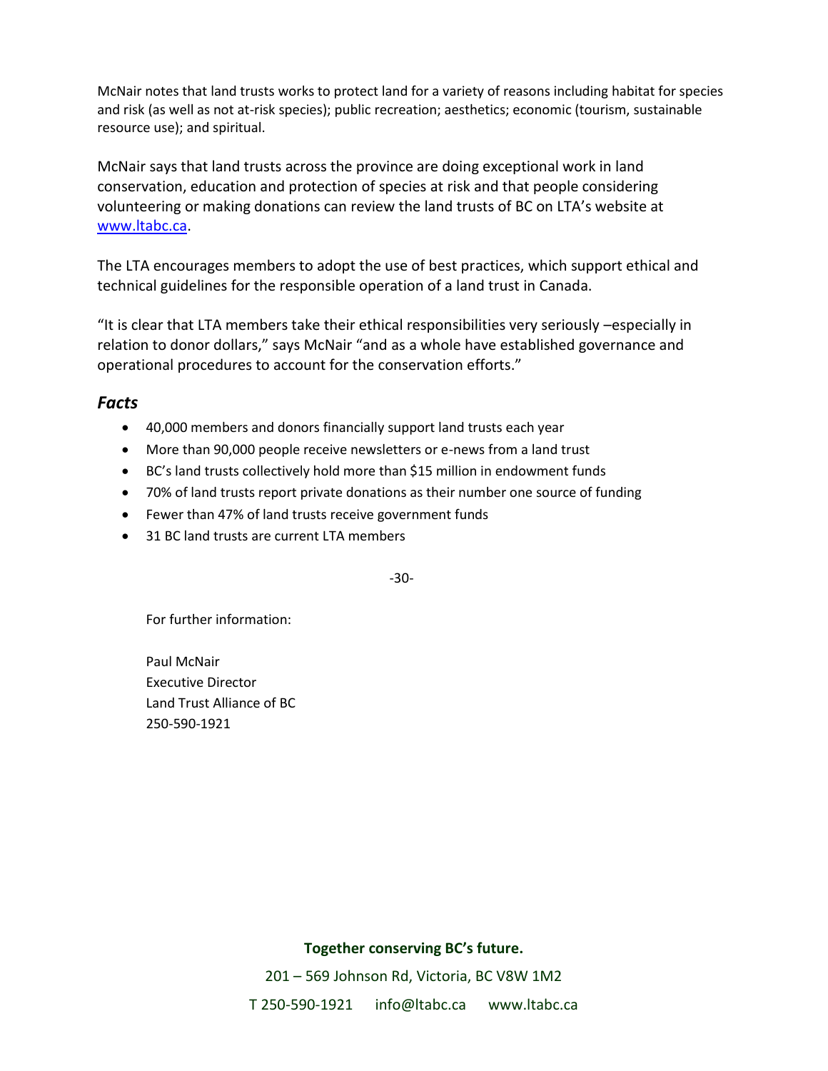McNair notes that land trusts works to protect land for a variety of reasons including habitat for species and risk (as well as not at-risk species); public recreation; aesthetics; economic (tourism, sustainable resource use); and spiritual.

McNair says that land trusts across the province are doing exceptional work in land conservation, education and protection of species at risk and that people considering volunteering or making donations can review the land trusts of BC on LTA's website at www.ltabc.ca.

The LTA encourages members to adopt the use of best practices, which support ethical and technical guidelines for the responsible operation of a land trust in Canada.

"It is clear that LTA members take their ethical responsibilities very seriously –especially in relation to donor dollars," says McNair "and as a whole have established governance and operational procedures to account for the conservation efforts."

## *Facts*

- 40,000 members and donors financially support land trusts each year
- More than 90,000 people receive newsletters or e-news from a land trust
- BC's land trusts collectively hold more than $15 million in endowment funds
- 70% of land trusts report private donations as their number one source of funding
- Fewer than 47% of land trusts receive government funds
- 31 BC land trusts are current LTA members

-30-

For further information:

Paul McNair
Executive Director
Land Trust Alliance of BC
250-590-1921

**Together conserving BC's future.**

201 – 569 Johnson Rd, Victoria, BC V8W 1M2

T 250-590-1921 info@ltabc.ca www.ltabc.ca